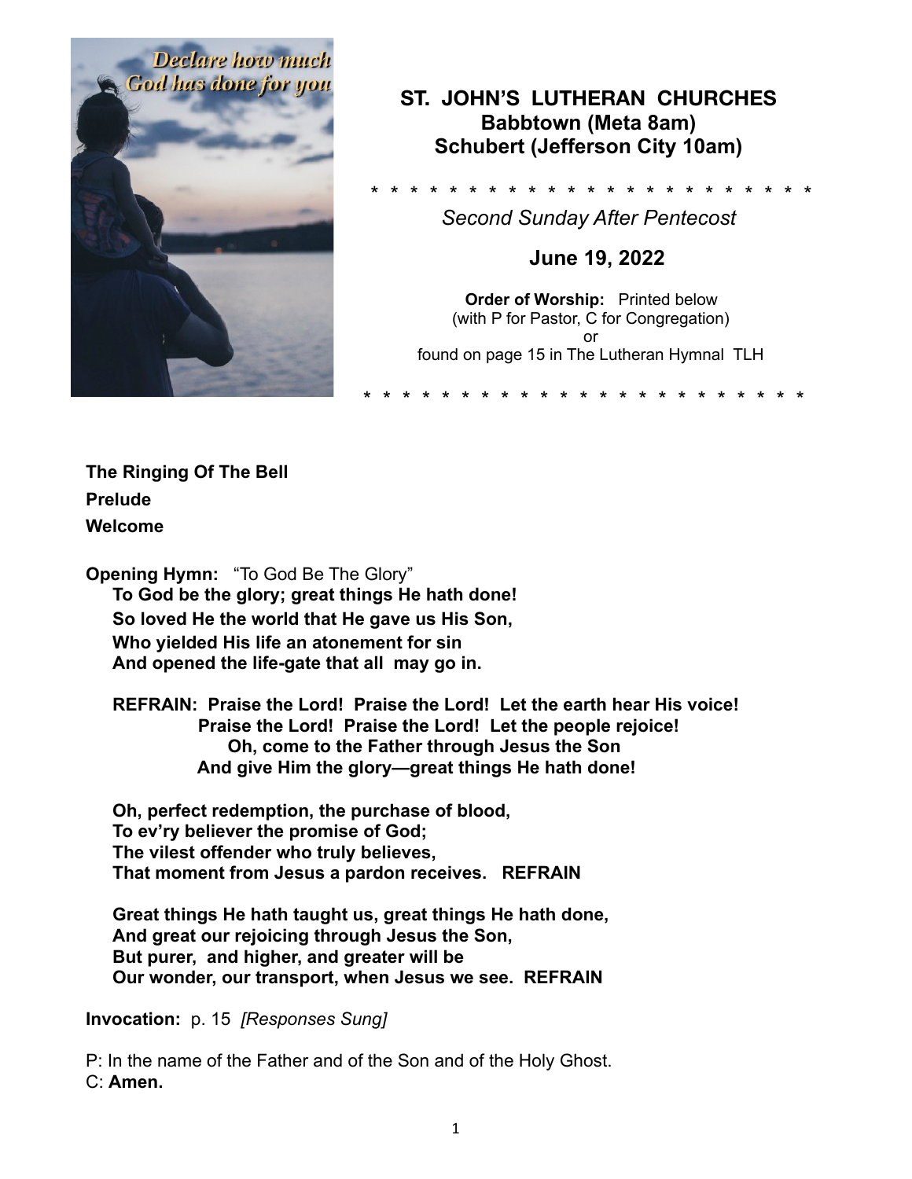# ST. JOHN'S LUTHERAN CHURCHES
## Babbtown (Meta 8am)
## Schubert (Jefferson City 10am)

\* \* \* \* \* \* \* \* \* \* \* \* \* \* \* \* \* \* \* \* \* \* \* \*

*Second Sunday After Pentecost*

**June 19, 2022**

**Order of Worship:** Printed below
(with P for Pastor, C for Congregation)
or
found on page 15 in The Lutheran Hymnal TLH

\* \* \* \* \* \* \* \* \* \* \* \* \* \* \* \* \* \* \* \* \* \* \* \*

**The Ringing Of The Bell**

**Prelude**

**Welcome**

**Opening Hymn:** "To God Be The Glory"

**To God be the glory; great things He hath done!**
**So loved He the world that He gave us His Son,**
**Who yielded His life an atonement for sin**
**And opened the life-gate that all may go in.**

**REFRAIN: Praise the Lord! Praise the Lord! Let the earth hear His voice!**
**Praise the Lord! Praise the Lord! Let the people rejoice!**
**Oh, come to the Father through Jesus the Son**
**And give Him the glory—great things He hath done!**

**Oh, perfect redemption, the purchase of blood,**
**To ev'ry believer the promise of God;**
**The vilest offender who truly believes,**
**That moment from Jesus a pardon receives. REFRAIN**

**Great things He hath taught us, great things He hath done,**
**And great our rejoicing through Jesus the Son,**
**But purer, and higher, and greater will be**
**Our wonder, our transport, when Jesus we see. REFRAIN**

**Invocation:** p. 15 *[Responses Sung]*

P: In the name of the Father and of the Son and of the Holy Ghost.
C: **Amen.**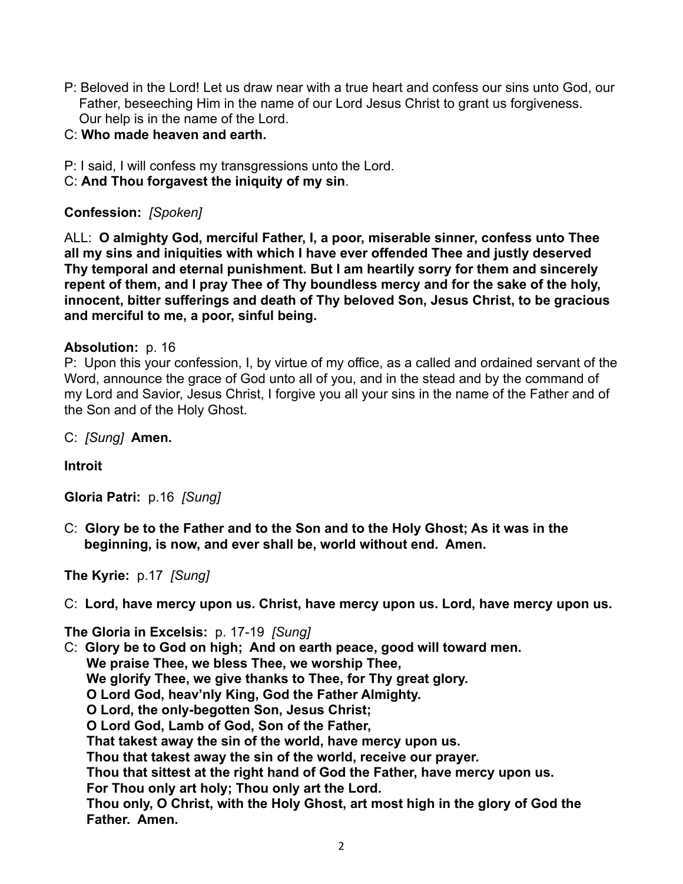P: Beloved in the Lord! Let us draw near with a true heart and confess our sins unto God, our Father, beseeching Him in the name of our Lord Jesus Christ to grant us forgiveness. Our help is in the name of the Lord.

C: **Who made heaven and earth.**

P: I said, I will confess my transgressions unto the Lord.

C: **And Thou forgavest the iniquity of my sin**.

**Confession:** *[Spoken]*

ALL: **O almighty God, merciful Father, I, a poor, miserable sinner, confess unto Thee all my sins and iniquities with which I have ever offended Thee and justly deserved Thy temporal and eternal punishment. But I am heartily sorry for them and sincerely repent of them, and I pray Thee of Thy boundless mercy and for the sake of the holy, innocent, bitter sufferings and death of Thy beloved Son, Jesus Christ, to be gracious and merciful to me, a poor, sinful being.**

**Absolution:** p. 16

P: Upon this your confession, I, by virtue of my office, as a called and ordained servant of the Word, announce the grace of God unto all of you, and in the stead and by the command of my Lord and Savior, Jesus Christ, I forgive you all your sins in the name of the Father and of the Son and of the Holy Ghost.

C: *[Sung]* **Amen.**

**Introit**

**Gloria Patri:** p.16 *[Sung]*

C: **Glory be to the Father and to the Son and to the Holy Ghost; As it was in the beginning, is now, and ever shall be, world without end. Amen.**

**The Kyrie:** p.17 *[Sung]*

C: **Lord, have mercy upon us. Christ, have mercy upon us. Lord, have mercy upon us.**

**The Gloria in Excelsis:** p. 17-19 *[Sung]*

C: **Glory be to God on high; And on earth peace, good will toward men.**
**We praise Thee, we bless Thee, we worship Thee,**
**We glorify Thee, we give thanks to Thee, for Thy great glory.**
**O Lord God, heav'nly King, God the Father Almighty.**
**O Lord, the only-begotten Son, Jesus Christ;**
**O Lord God, Lamb of God, Son of the Father,**
**That takest away the sin of the world, have mercy upon us.**
**Thou that takest away the sin of the world, receive our prayer.**
**Thou that sittest at the right hand of God the Father, have mercy upon us.**
**For Thou only art holy; Thou only art the Lord.**
**Thou only, O Christ, with the Holy Ghost, art most high in the glory of God the Father. Amen.**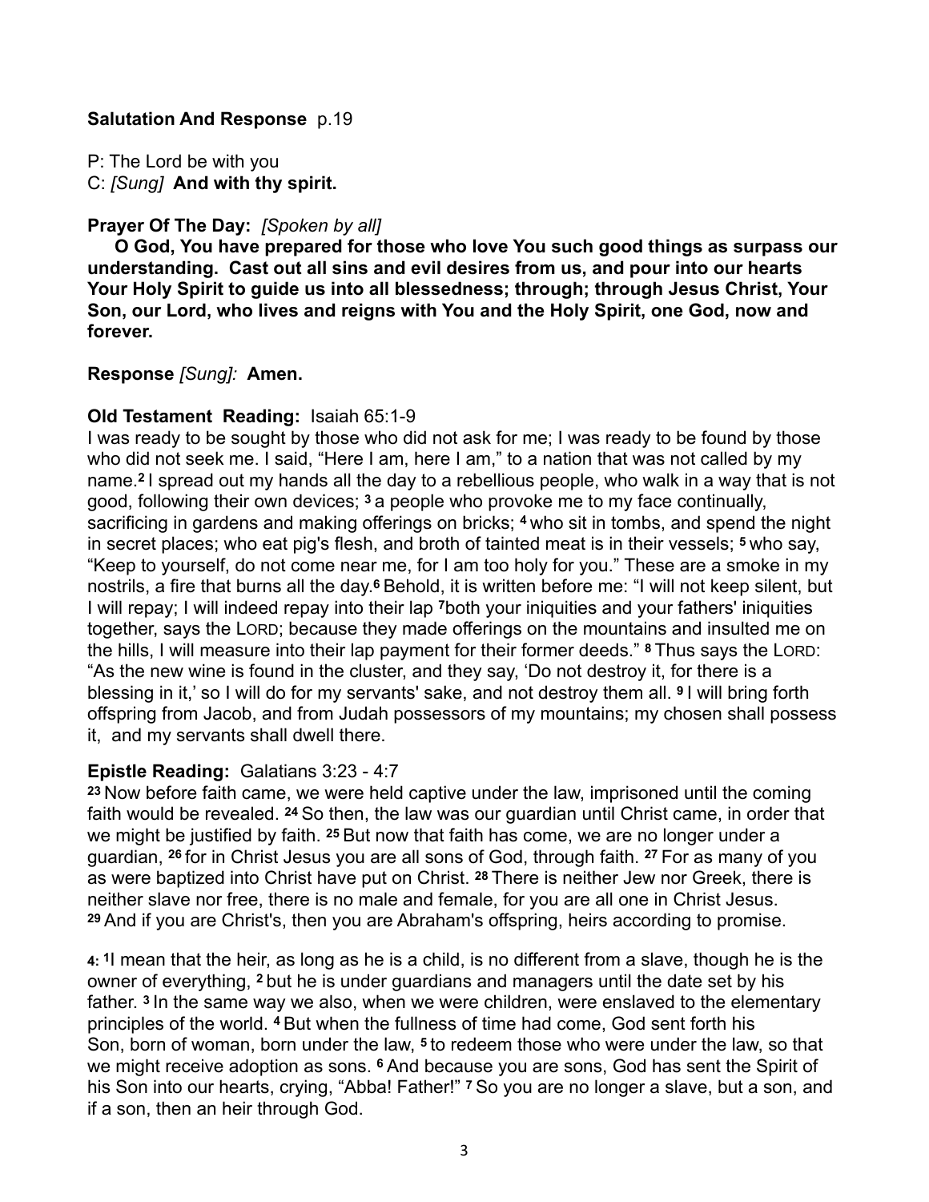**Salutation And Response** p.19

P: The Lord be with you
C: *[Sung]* **And with thy spirit.**

**Prayer Of The Day:** *[Spoken by all]*

**O God, You have prepared for those who love You such good things as surpass our understanding. Cast out all sins and evil desires from us, and pour into our hearts Your Holy Spirit to guide us into all blessedness; through; through Jesus Christ, Your Son, our Lord, who lives and reigns with You and the Holy Spirit, one God, now and forever.**

**Response** *[Sung]:* **Amen.**

**Old Testament Reading:** Isaiah 65:1-9

I was ready to be sought by those who did not ask for me; I was ready to be found by those who did not seek me. I said, "Here I am, here I am," to a nation that was not called by my name.**2** I spread out my hands all the day to a rebellious people, who walk in a way that is not good, following their own devices; **3** a people who provoke me to my face continually, sacrificing in gardens and making offerings on bricks; **4** who sit in tombs, and spend the night in secret places; who eat pig's flesh, and broth of tainted meat is in their vessels; **5** who say, "Keep to yourself, do not come near me, for I am too holy for you." These are a smoke in my nostrils, a fire that burns all the day.**6** Behold, it is written before me: "I will not keep silent, but I will repay; I will indeed repay into their lap **7**both your iniquities and your fathers' iniquities together, says the LORD; because they made offerings on the mountains and insulted me on the hills, I will measure into their lap payment for their former deeds." **8** Thus says the LORD: "As the new wine is found in the cluster, and they say, 'Do not destroy it, for there is a blessing in it,' so I will do for my servants' sake, and not destroy them all. **9** I will bring forth offspring from Jacob, and from Judah possessors of my mountains; my chosen shall possess it, and my servants shall dwell there.

**Epistle Reading:** Galatians 3:23 - 4:7

**23** Now before faith came, we were held captive under the law, imprisoned until the coming faith would be revealed. **24** So then, the law was our guardian until Christ came, in order that we might be justified by faith. **25** But now that faith has come, we are no longer under a guardian, **26** for in Christ Jesus you are all sons of God, through faith. **27** For as many of you as were baptized into Christ have put on Christ. **28** There is neither Jew nor Greek, there is neither slave nor free, there is no male and female, for you are all one in Christ Jesus. **29** And if you are Christ's, then you are Abraham's offspring, heirs according to promise.

**4: 1**I mean that the heir, as long as he is a child, is no different from a slave, though he is the owner of everything, **2** but he is under guardians and managers until the date set by his father. **3** In the same way we also, when we were children, were enslaved to the elementary principles of the world. **4** But when the fullness of time had come, God sent forth his Son, born of woman, born under the law, **5** to redeem those who were under the law, so that we might receive adoption as sons. **6** And because you are sons, God has sent the Spirit of his Son into our hearts, crying, "Abba! Father!" **7** So you are no longer a slave, but a son, and if a son, then an heir through God.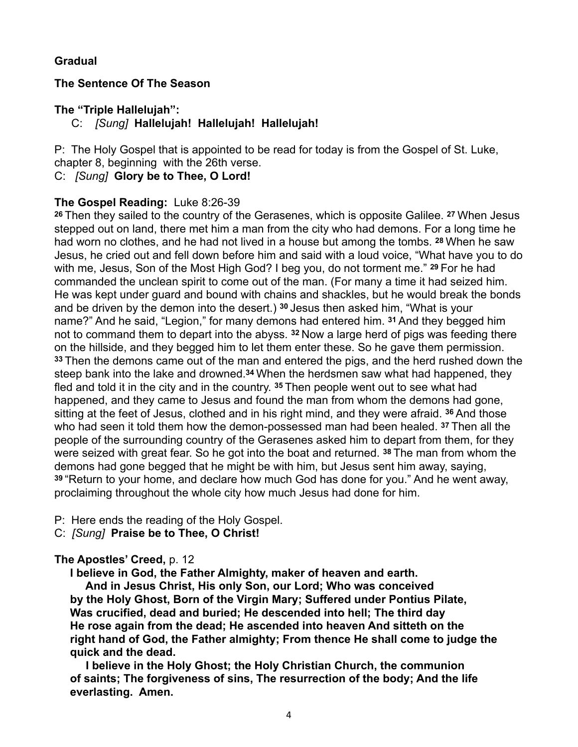**Gradual**

**The Sentence Of The Season**

**The "Triple Hallelujah":**

C: *[Sung]* **Hallelujah! Hallelujah! Hallelujah!**

P: The Holy Gospel that is appointed to be read for today is from the Gospel of St. Luke, chapter 8, beginning with the 26th verse.

C: *[Sung]* **Glory be to Thee, O Lord!**

**The Gospel Reading:** Luke 8:26-39

**26** Then they sailed to the country of the Gerasenes, which is opposite Galilee. **27** When Jesus stepped out on land, there met him a man from the city who had demons. For a long time he had worn no clothes, and he had not lived in a house but among the tombs. **28** When he saw Jesus, he cried out and fell down before him and said with a loud voice, "What have you to do with me, Jesus, Son of the Most High God? I beg you, do not torment me." **29** For he had commanded the unclean spirit to come out of the man. (For many a time it had seized him. He was kept under guard and bound with chains and shackles, but he would break the bonds and be driven by the demon into the desert.) **30** Jesus then asked him, "What is your name?" And he said, "Legion," for many demons had entered him. **31** And they begged him not to command them to depart into the abyss. **32** Now a large herd of pigs was feeding there on the hillside, and they begged him to let them enter these. So he gave them permission. **33** Then the demons came out of the man and entered the pigs, and the herd rushed down the steep bank into the lake and drowned.**34** When the herdsmen saw what had happened, they fled and told it in the city and in the country. **35** Then people went out to see what had happened, and they came to Jesus and found the man from whom the demons had gone, sitting at the feet of Jesus, clothed and in his right mind, and they were afraid. **36** And those who had seen it told them how the demon-possessed man had been healed. **37** Then all the people of the surrounding country of the Gerasenes asked him to depart from them, for they were seized with great fear. So he got into the boat and returned. **38** The man from whom the demons had gone begged that he might be with him, but Jesus sent him away, saying, **39** "Return to your home, and declare how much God has done for you." And he went away, proclaiming throughout the whole city how much Jesus had done for him.

P: Here ends the reading of the Holy Gospel.

C: *[Sung]* **Praise be to Thee, O Christ!**

**The Apostles' Creed,** p. 12

**I believe in God, the Father Almighty, maker of heaven and earth.**

**And in Jesus Christ, His only Son, our Lord; Who was conceived by the Holy Ghost, Born of the Virgin Mary; Suffered under Pontius Pilate, Was crucified, dead and buried; He descended into hell; The third day He rose again from the dead; He ascended into heaven And sitteth on the right hand of God, the Father almighty; From thence He shall come to judge the quick and the dead.**

**I believe in the Holy Ghost; the Holy Christian Church, the communion of saints; The forgiveness of sins, The resurrection of the body; And the life everlasting. Amen.**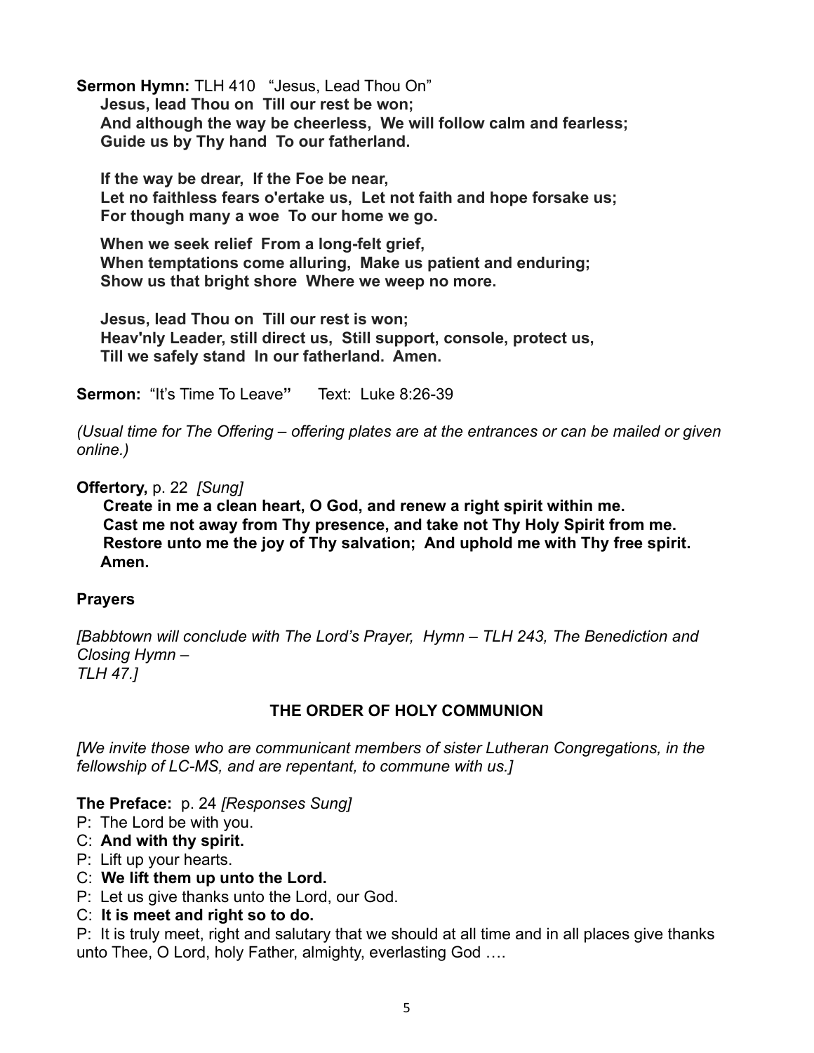**Sermon Hymn:** TLH 410 "Jesus, Lead Thou On"

**Jesus, lead Thou on Till our rest be won;**
**And although the way be cheerless, We will follow calm and fearless;**
**Guide us by Thy hand To our fatherland.**

**If the way be drear, If the Foe be near,**
**Let no faithless fears o'ertake us, Let not faith and hope forsake us;**
**For though many a woe To our home we go.**

**When we seek relief From a long-felt grief,**
**When temptations come alluring, Make us patient and enduring;**
**Show us that bright shore Where we weep no more.**

**Jesus, lead Thou on Till our rest is won;**
**Heav'nly Leader, still direct us, Still support, console, protect us,**
**Till we safely stand In our fatherland. Amen.**

**Sermon:** "It's Time To Leave**"** Text: Luke 8:26-39

*(Usual time for The Offering – offering plates are at the entrances or can be mailed or given online.)*

**Offertory,** p. 22 *[Sung]*

**Create in me a clean heart, O God, and renew a right spirit within me.**
**Cast me not away from Thy presence, and take not Thy Holy Spirit from me.**
**Restore unto me the joy of Thy salvation; And uphold me with Thy free spirit.**
**Amen.**

**Prayers**

*[Babbtown will conclude with The Lord's Prayer, Hymn – TLH 243, The Benediction and Closing Hymn – TLH 47.]*

## THE ORDER OF HOLY COMMUNION

*[We invite those who are communicant members of sister Lutheran Congregations, in the fellowship of LC-MS, and are repentant, to commune with us.]*

**The Preface:** p. 24 *[Responses Sung]*

P: The Lord be with you.
C: **And with thy spirit.**
P: Lift up your hearts.
C: **We lift them up unto the Lord.**
P: Let us give thanks unto the Lord, our God.
C: **It is meet and right so to do.**
P: It is truly meet, right and salutary that we should at all time and in all places give thanks unto Thee, O Lord, holy Father, almighty, everlasting God ….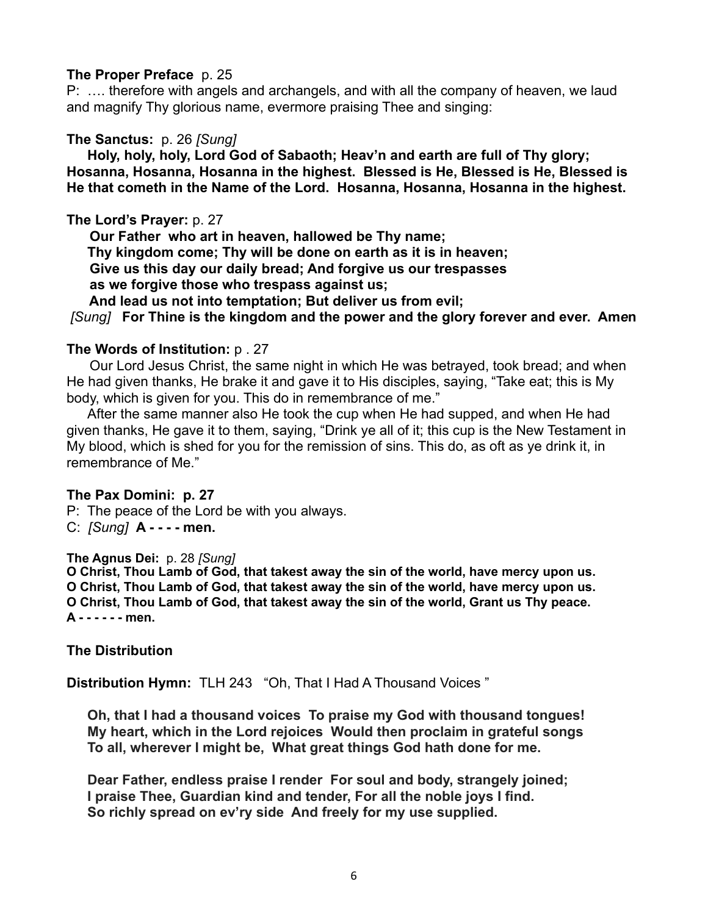**The Proper Preface** p. 25

P: …. therefore with angels and archangels, and with all the company of heaven, we laud and magnify Thy glorious name, evermore praising Thee and singing:

**The Sanctus:** p. 26 *[Sung]*

**Holy, holy, holy, Lord God of Sabaoth; Heav'n and earth are full of Thy glory; Hosanna, Hosanna, Hosanna in the highest. Blessed is He, Blessed is He, Blessed is He that cometh in the Name of the Lord. Hosanna, Hosanna, Hosanna in the highest.**

**The Lord's Prayer:** p. 27

**Our Father who art in heaven, hallowed be Thy name;**
**Thy kingdom come; Thy will be done on earth as it is in heaven;**
**Give us this day our daily bread; And forgive us our trespasses**
**as we forgive those who trespass against us;**
**And lead us not into temptation; But deliver us from evil;**
*[Sung]* **For Thine is the kingdom and the power and the glory forever and ever. Amen**

**The Words of Institution:** p . 27

Our Lord Jesus Christ, the same night in which He was betrayed, took bread; and when He had given thanks, He brake it and gave it to His disciples, saying, "Take eat; this is My body, which is given for you. This do in remembrance of me."

After the same manner also He took the cup when He had supped, and when He had given thanks, He gave it to them, saying, "Drink ye all of it; this cup is the New Testament in My blood, which is shed for you for the remission of sins. This do, as oft as ye drink it, in remembrance of Me."

**The Pax Domini: p. 27**

P: The peace of the Lord be with you always.
C: *[Sung]* **A - - - - men.**

**The Agnus Dei:** p. 28 *[Sung]*

**O Christ, Thou Lamb of God, that takest away the sin of the world, have mercy upon us.**
**O Christ, Thou Lamb of God, that takest away the sin of the world, have mercy upon us.**
**O Christ, Thou Lamb of God, that takest away the sin of the world, Grant us Thy peace.**
**A - - - - - - men.**

**The Distribution**

**Distribution Hymn:** TLH 243 "Oh, That I Had A Thousand Voices "

**Oh, that I had a thousand voices To praise my God with thousand tongues!**
**My heart, which in the Lord rejoices Would then proclaim in grateful songs**
**To all, wherever I might be, What great things God hath done for me.**

**Dear Father, endless praise I render For soul and body, strangely joined;**
**I praise Thee, Guardian kind and tender, For all the noble joys I find.**
**So richly spread on ev'ry side And freely for my use supplied.**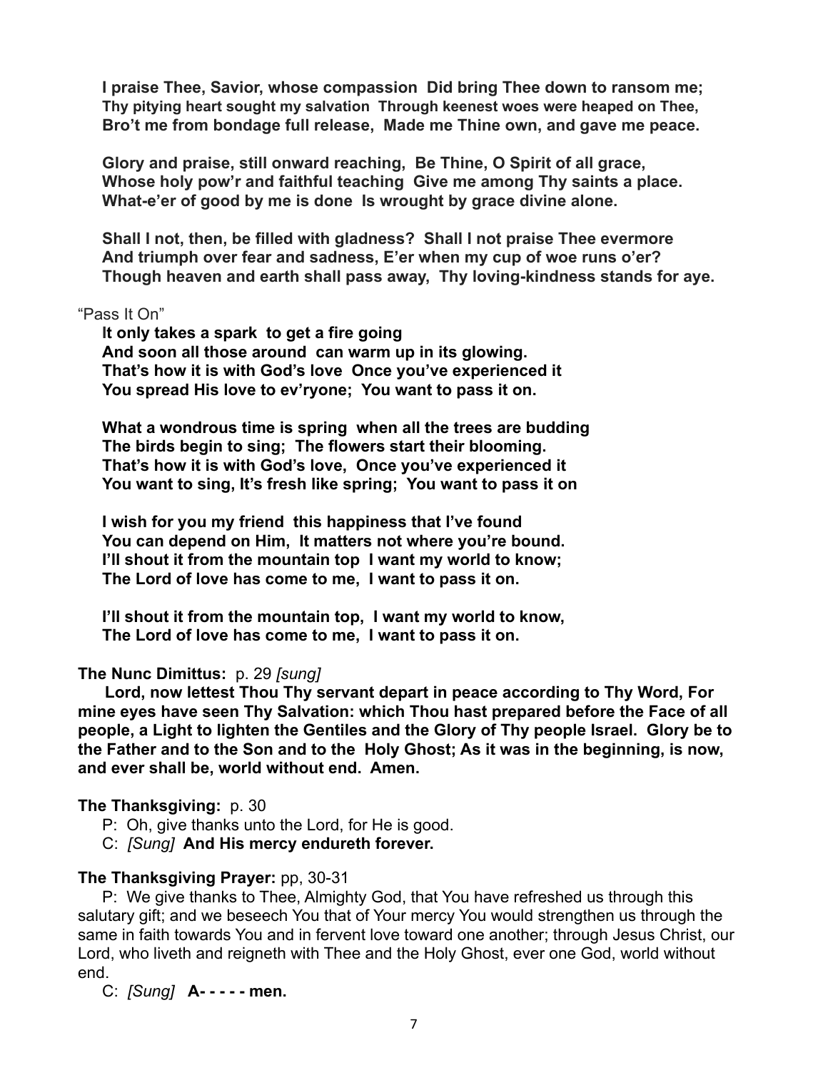**I praise Thee, Savior, whose compassion Did bring Thee down to ransom me;**
**Thy pitying heart sought my salvation Through keenest woes were heaped on Thee,**
**Bro't me from bondage full release, Made me Thine own, and gave me peace.**

**Glory and praise, still onward reaching, Be Thine, O Spirit of all grace,**
**Whose holy pow'r and faithful teaching Give me among Thy saints a place.**
**What-e'er of good by me is done Is wrought by grace divine alone.**

**Shall I not, then, be filled with gladness? Shall I not praise Thee evermore**
**And triumph over fear and sadness, E'er when my cup of woe runs o'er?**
**Though heaven and earth shall pass away, Thy loving-kindness stands for aye.**

"Pass It On"

**It only takes a spark to get a fire going**
**And soon all those around can warm up in its glowing.**
**That's how it is with God's love Once you've experienced it**
**You spread His love to ev'ryone; You want to pass it on.**

**What a wondrous time is spring when all the trees are budding**
**The birds begin to sing; The flowers start their blooming.**
**That's how it is with God's love, Once you've experienced it**
**You want to sing, It's fresh like spring; You want to pass it on**

**I wish for you my friend this happiness that I've found**
**You can depend on Him, It matters not where you're bound.**
**I'll shout it from the mountain top I want my world to know;**
**The Lord of love has come to me, I want to pass it on.**

**I'll shout it from the mountain top, I want my world to know,**
**The Lord of love has come to me, I want to pass it on.**

**The Nunc Dimittus:** p. 29 *[sung]*

**Lord, now lettest Thou Thy servant depart in peace according to Thy Word, For mine eyes have seen Thy Salvation: which Thou hast prepared before the Face of all people, a Light to lighten the Gentiles and the Glory of Thy people Israel. Glory be to the Father and to the Son and to the Holy Ghost; As it was in the beginning, is now, and ever shall be, world without end. Amen.**

**The Thanksgiving:** p. 30

P: Oh, give thanks unto the Lord, for He is good.
C: *[Sung]* **And His mercy endureth forever.**

**The Thanksgiving Prayer:** pp, 30-31

P: We give thanks to Thee, Almighty God, that You have refreshed us through this salutary gift; and we beseech You that of Your mercy You would strengthen us through the same in faith towards You and in fervent love toward one another; through Jesus Christ, our Lord, who liveth and reigneth with Thee and the Holy Ghost, ever one God, world without end.

C: *[Sung]* **A- - - - - men.**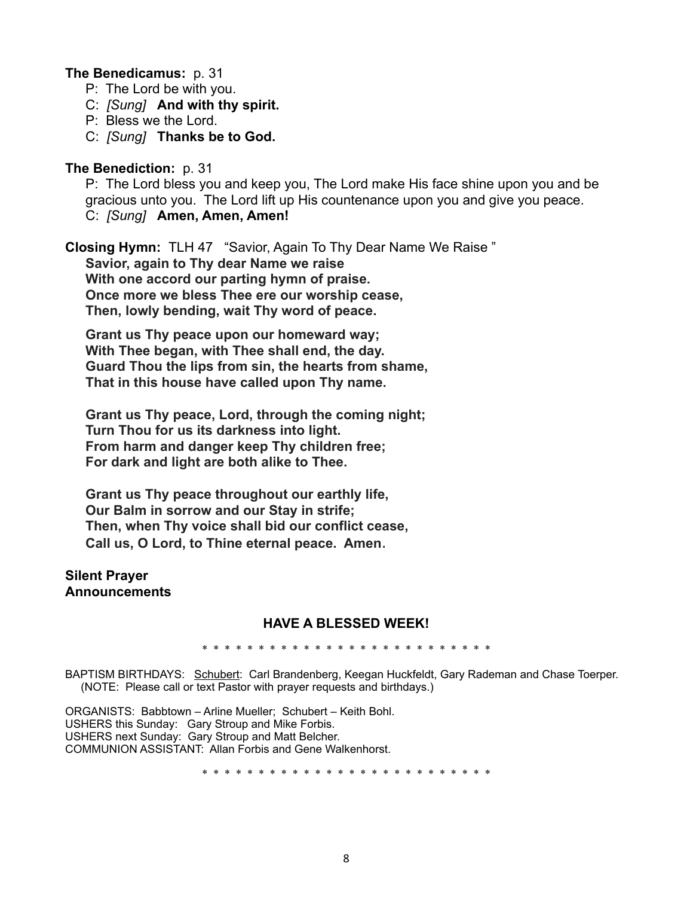**The Benedicamus:** p. 31

P: The Lord be with you.
C: *[Sung]* **And with thy spirit.**
P: Bless we the Lord.
C: *[Sung]* **Thanks be to God.**

**The Benediction:** p. 31

P: The Lord bless you and keep you, The Lord make His face shine upon you and be gracious unto you. The Lord lift up His countenance upon you and give you peace.
C: *[Sung]* **Amen, Amen, Amen!**

**Closing Hymn:** TLH 47 "Savior, Again To Thy Dear Name We Raise "

**Savior, again to Thy dear Name we raise**
**With one accord our parting hymn of praise.**
**Once more we bless Thee ere our worship cease,**
**Then, lowly bending, wait Thy word of peace.**

**Grant us Thy peace upon our homeward way;**
**With Thee began, with Thee shall end, the day.**
**Guard Thou the lips from sin, the hearts from shame,**
**That in this house have called upon Thy name.**

**Grant us Thy peace, Lord, through the coming night;**
**Turn Thou for us its darkness into light.**
**From harm and danger keep Thy children free;**
**For dark and light are both alike to Thee.**

**Grant us Thy peace throughout our earthly life,**
**Our Balm in sorrow and our Stay in strife;**
**Then, when Thy voice shall bid our conflict cease,**
**Call us, O Lord, to Thine eternal peace. Amen.**

**Silent Prayer**
**Announcements**

**HAVE A BLESSED WEEK!**

\* \* \* \* \* \* \* \* \* \* \* \* \* \* \* \* \* \* \* \* \* \* \* \* \* \* \* \*

BAPTISM BIRTHDAYS: Schubert: Carl Brandenberg, Keegan Huckfeldt, Gary Rademan and Chase Toerper. (NOTE: Please call or text Pastor with prayer requests and birthdays.)

ORGANISTS: Babbtown – Arline Mueller; Schubert – Keith Bohl.
USHERS this Sunday: Gary Stroup and Mike Forbis.
USHERS next Sunday: Gary Stroup and Matt Belcher.
COMMUNION ASSISTANT: Allan Forbis and Gene Walkenhorst.

\* \* \* \* \* \* \* \* \* \* \* \* \* \* \* \* \* \* \* \* \* \* \* \* \* \* \* \*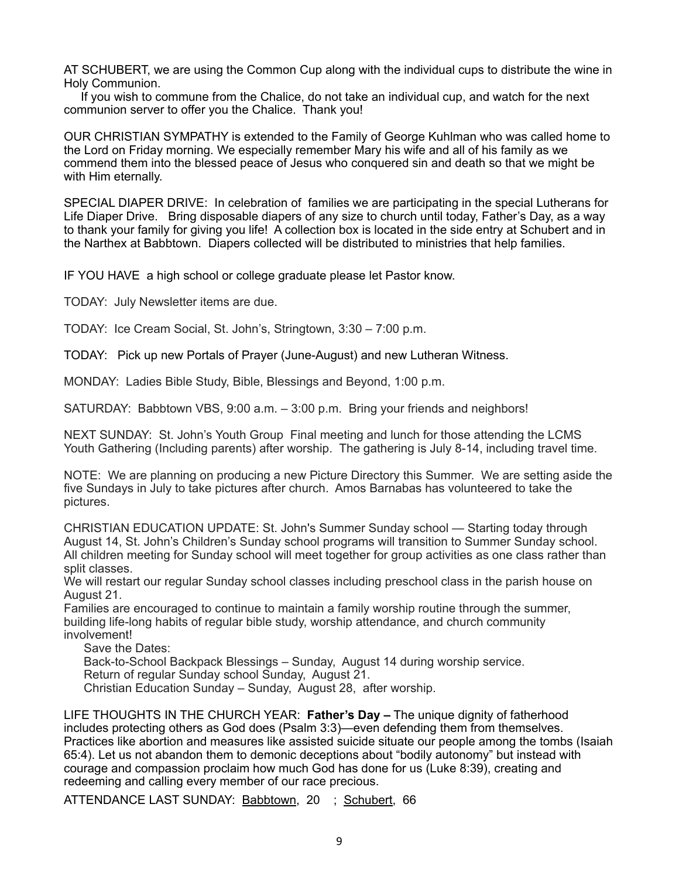AT SCHUBERT, we are using the Common Cup along with the individual cups to distribute the wine in Holy Communion.

If you wish to commune from the Chalice, do not take an individual cup, and watch for the next communion server to offer you the Chalice. Thank you!

OUR CHRISTIAN SYMPATHY is extended to the Family of George Kuhlman who was called home to the Lord on Friday morning. We especially remember Mary his wife and all of his family as we commend them into the blessed peace of Jesus who conquered sin and death so that we might be with Him eternally.

SPECIAL DIAPER DRIVE: In celebration of families we are participating in the special Lutherans for Life Diaper Drive. Bring disposable diapers of any size to church until today, Father's Day, as a way to thank your family for giving you life! A collection box is located in the side entry at Schubert and in the Narthex at Babbtown. Diapers collected will be distributed to ministries that help families.

IF YOU HAVE a high school or college graduate please let Pastor know.

TODAY: July Newsletter items are due.

TODAY: Ice Cream Social, St. John's, Stringtown, 3:30 – 7:00 p.m.

TODAY: Pick up new Portals of Prayer (June-August) and new Lutheran Witness.

MONDAY: Ladies Bible Study, Bible, Blessings and Beyond, 1:00 p.m.

SATURDAY: Babbtown VBS, 9:00 a.m. – 3:00 p.m. Bring your friends and neighbors!

NEXT SUNDAY: St. John's Youth Group Final meeting and lunch for those attending the LCMS Youth Gathering (Including parents) after worship. The gathering is July 8-14, including travel time.

NOTE: We are planning on producing a new Picture Directory this Summer. We are setting aside the five Sundays in July to take pictures after church. Amos Barnabas has volunteered to take the pictures.

CHRISTIAN EDUCATION UPDATE: St. John's Summer Sunday school — Starting today through August 14, St. John's Children's Sunday school programs will transition to Summer Sunday school. All children meeting for Sunday school will meet together for group activities as one class rather than split classes.

We will restart our regular Sunday school classes including preschool class in the parish house on August 21.

Families are encouraged to continue to maintain a family worship routine through the summer, building life-long habits of regular bible study, worship attendance, and church community involvement!

Save the Dates:

Back-to-School Backpack Blessings – Sunday, August 14 during worship service.

Return of regular Sunday school Sunday, August 21.

Christian Education Sunday – Sunday, August 28, after worship.

LIFE THOUGHTS IN THE CHURCH YEAR: **Father's Day –** The unique dignity of fatherhood includes protecting others as God does (Psalm 3:3)—even defending them from themselves. Practices like abortion and measures like assisted suicide situate our people among the tombs (Isaiah 65:4). Let us not abandon them to demonic deceptions about "bodily autonomy" but instead with courage and compassion proclaim how much God has done for us (Luke 8:39), creating and redeeming and calling every member of our race precious.

ATTENDANCE LAST SUNDAY: Babbtown, 20 ; Schubert, 66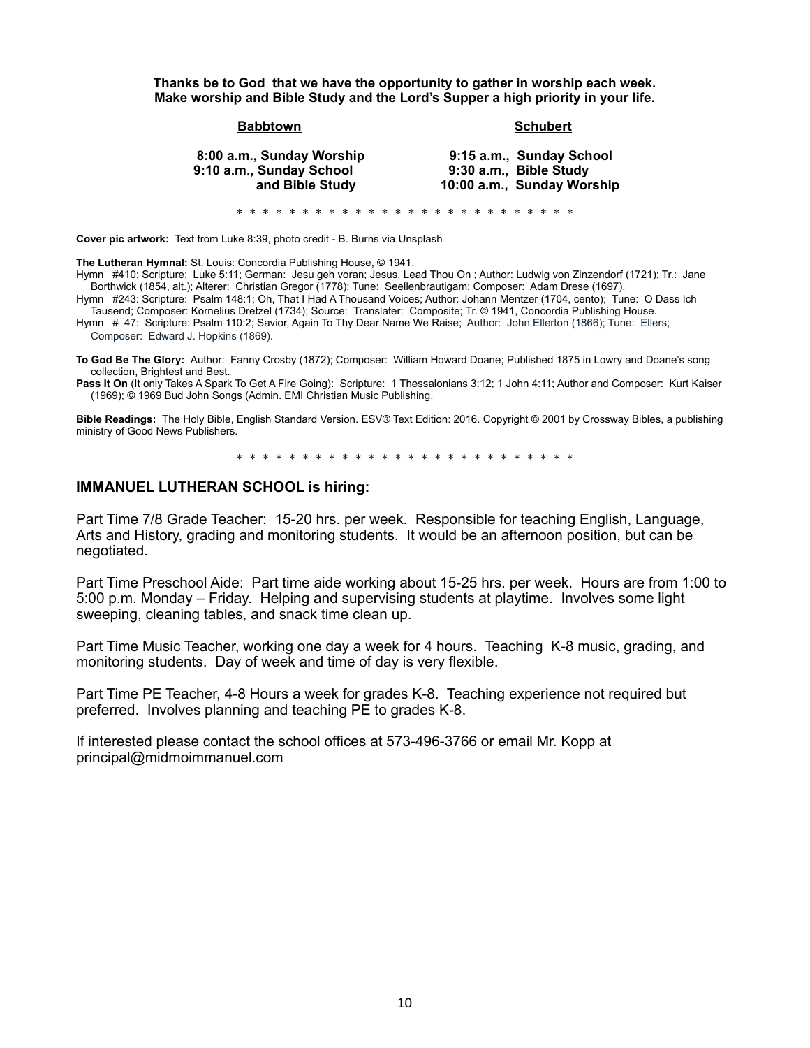**Thanks be to God that we have the opportunity to gather in worship each week.**
**Make worship and Bible Study and the Lord's Supper a high priority in your life.**

| **Babbtown** | **Schubert** |
|---|---|
| **8:00 a.m., Sunday Worship** | **9:15 a.m., Sunday School** |
| **9:10 a.m., Sunday School and Bible Study** | **9:30 a.m., Bible Study** |
| | **10:00 a.m., Sunday Worship** |

* * * * * * * * * * * * * * * * * * * * * * * * * * * *

**Cover pic artwork:** Text from Luke 8:39, photo credit - B. Burns via Unsplash

**The Lutheran Hymnal:** St. Louis: Concordia Publishing House, © 1941.

Hymn #410: Scripture: Luke 5:11; German: Jesu geh voran; Jesus, Lead Thou On ; Author: Ludwig von Zinzendorf (1721); Tr.: Jane Borthwick (1854, alt.); Alterer: Christian Gregor (1778); Tune: Seellenbrautigam; Composer: Adam Drese (1697).

Hymn #243: Scripture: Psalm 148:1; Oh, That I Had A Thousand Voices; Author: Johann Mentzer (1704, cento); Tune: O Dass Ich Tausend; Composer: Kornelius Dretzel (1734); Source: Translater: Composite; Tr. © 1941, Concordia Publishing House.

Hymn # 47: Scripture: Psalm 110:2; Savior, Again To Thy Dear Name We Raise; Author: John Ellerton (1866); Tune: Ellers; Composer: Edward J. Hopkins (1869).

**To God Be The Glory:** Author: Fanny Crosby (1872); Composer: William Howard Doane; Published 1875 in Lowry and Doane's song collection, Brightest and Best.

**Pass It On** (It only Takes A Spark To Get A Fire Going): Scripture: 1 Thessalonians 3:12; 1 John 4:11; Author and Composer: Kurt Kaiser (1969); © 1969 Bud John Songs (Admin. EMI Christian Music Publishing.

**Bible Readings:** The Holy Bible, English Standard Version. ESV® Text Edition: 2016. Copyright © 2001 by Crossway Bibles, a publishing ministry of Good News Publishers.

* * * * * * * * * * * * * * * * * * * * * * * * * * * *

## IMMANUEL LUTHERAN SCHOOL is hiring:

Part Time 7/8 Grade Teacher: 15-20 hrs. per week. Responsible for teaching English, Language, Arts and History, grading and monitoring students. It would be an afternoon position, but can be negotiated.

Part Time Preschool Aide: Part time aide working about 15-25 hrs. per week. Hours are from 1:00 to 5:00 p.m. Monday – Friday. Helping and supervising students at playtime. Involves some light sweeping, cleaning tables, and snack time clean up.

Part Time Music Teacher, working one day a week for 4 hours. Teaching K-8 music, grading, and monitoring students. Day of week and time of day is very flexible.

Part Time PE Teacher, 4-8 Hours a week for grades K-8. Teaching experience not required but preferred. Involves planning and teaching PE to grades K-8.

If interested please contact the school offices at 573-496-3766 or email Mr. Kopp at principal@midmoimmanuel.com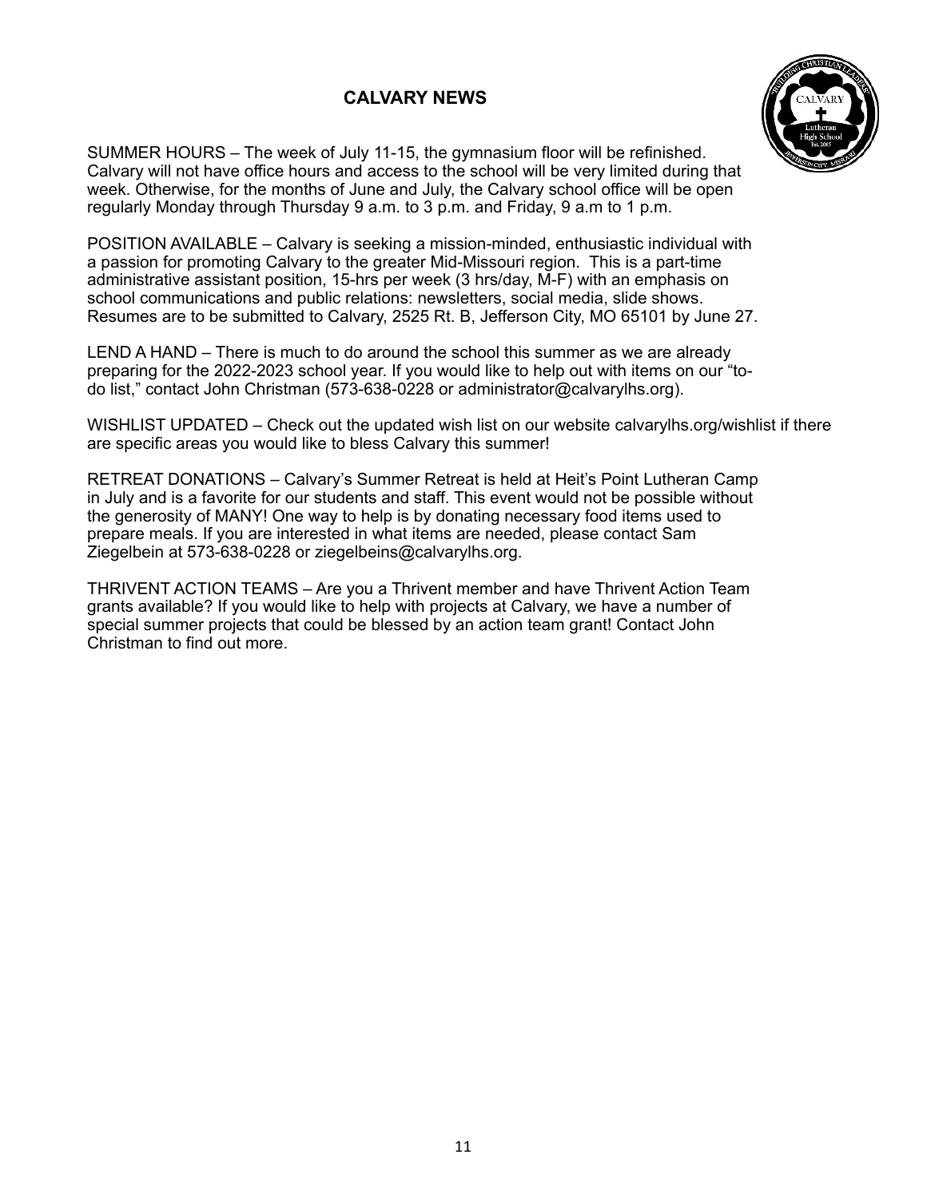## CALVARY NEWS

SUMMER HOURS – The week of July 11-15, the gymnasium floor will be refinished. Calvary will not have office hours and access to the school will be very limited during that week. Otherwise, for the months of June and July, the Calvary school office will be open regularly Monday through Thursday 9 a.m. to 3 p.m. and Friday, 9 a.m to 1 p.m.

POSITION AVAILABLE – Calvary is seeking a mission-minded, enthusiastic individual with a passion for promoting Calvary to the greater Mid-Missouri region. This is a part-time administrative assistant position, 15-hrs per week (3 hrs/day, M-F) with an emphasis on school communications and public relations: newsletters, social media, slide shows. Resumes are to be submitted to Calvary, 2525 Rt. B, Jefferson City, MO 65101 by June 27.

LEND A HAND – There is much to do around the school this summer as we are already preparing for the 2022-2023 school year. If you would like to help out with items on our "to-do list," contact John Christman (573-638-0228 or administrator@calvarylhs.org).

WISHLIST UPDATED – Check out the updated wish list on our website calvarylhs.org/wishlist if there are specific areas you would like to bless Calvary this summer!

RETREAT DONATIONS – Calvary's Summer Retreat is held at Heit's Point Lutheran Camp in July and is a favorite for our students and staff. This event would not be possible without the generosity of MANY! One way to help is by donating necessary food items used to prepare meals. If you are interested in what items are needed, please contact Sam Ziegelbein at 573-638-0228 or ziegelbeins@calvarylhs.org.

THRIVENT ACTION TEAMS – Are you a Thrivent member and have Thrivent Action Team grants available? If you would like to help with projects at Calvary, we have a number of special summer projects that could be blessed by an action team grant! Contact John Christman to find out more.